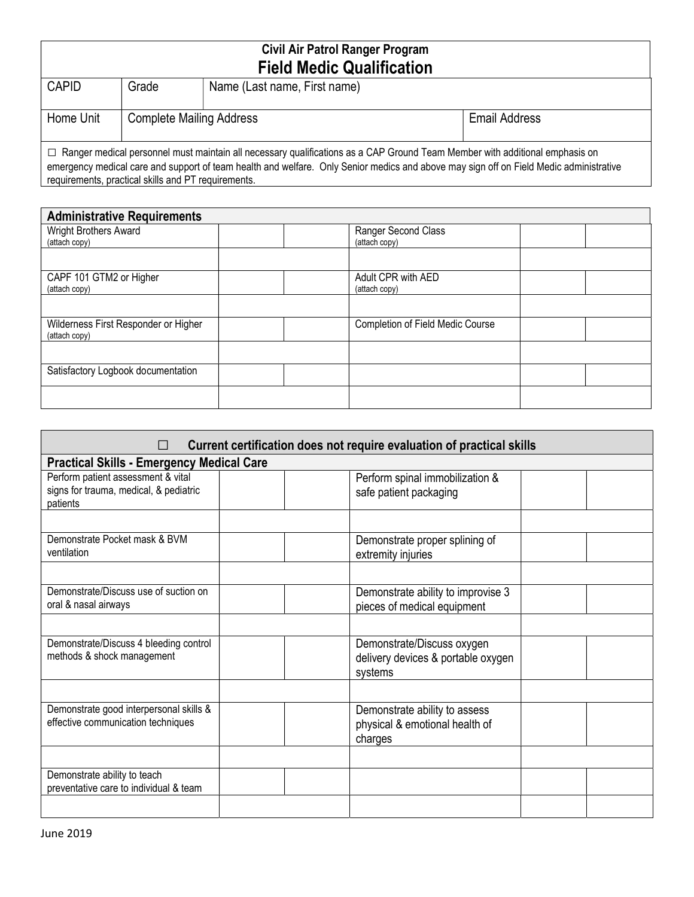# Civil Air Patrol Ranger Program

## Field Medic Qualification

| CAPID | Grade | Name (Last name, First name) | |
|---|---|---|---|
| Home Unit | Complete Mailing Address | | Email Address |

☐ Ranger medical personnel must maintain all necessary qualifications as a CAP Ground Team Member with additional emphasis on emergency medical care and support of team health and welfare. Only Senior medics and above may sign off on Field Medic administrative requirements, practical skills and PT requirements.

| Administrative Requirements | | | | | |
|---|---|---|---|---|---|
| Wright Brothers Award (attach copy) | | | Ranger Second Class (attach copy) | | |
| | | | | | |
| CAPF 101 GTM2 or Higher (attach copy) | | | Adult CPR with AED (attach copy) | | |
| | | | | | |
| Wilderness First Responder or Higher (attach copy) | | | Completion of Field Medic Course | | |
| | | | | | |
| Satisfactory Logbook documentation | | | | | |
| | | | | | |

☐ **Current certification does not require evaluation of practical skills**

| Practical Skills - Emergency Medical Care | | | | | |
|---|---|---|---|---|---|
| Perform patient assessment & vital signs for trauma, medical, & pediatric patients | | | Perform spinal immobilization & safe patient packaging | | |
| | | | | | |
| Demonstrate Pocket mask & BVM ventilation | | | Demonstrate proper splining of extremity injuries | | |
| | | | | | |
| Demonstrate/Discuss use of suction on oral & nasal airways | | | Demonstrate ability to improvise 3 pieces of medical equipment | | |
| | | | | | |
| Demonstrate/Discuss 4 bleeding control methods & shock management | | | Demonstrate/Discuss oxygen delivery devices & portable oxygen systems | | |
| | | | | | |
| Demonstrate good interpersonal skills & effective communication techniques | | | Demonstrate ability to assess physical & emotional health of charges | | |
| | | | | | |
| Demonstrate ability to teach preventative care to individual & team | | | | | |
| | | | | | |

June 2019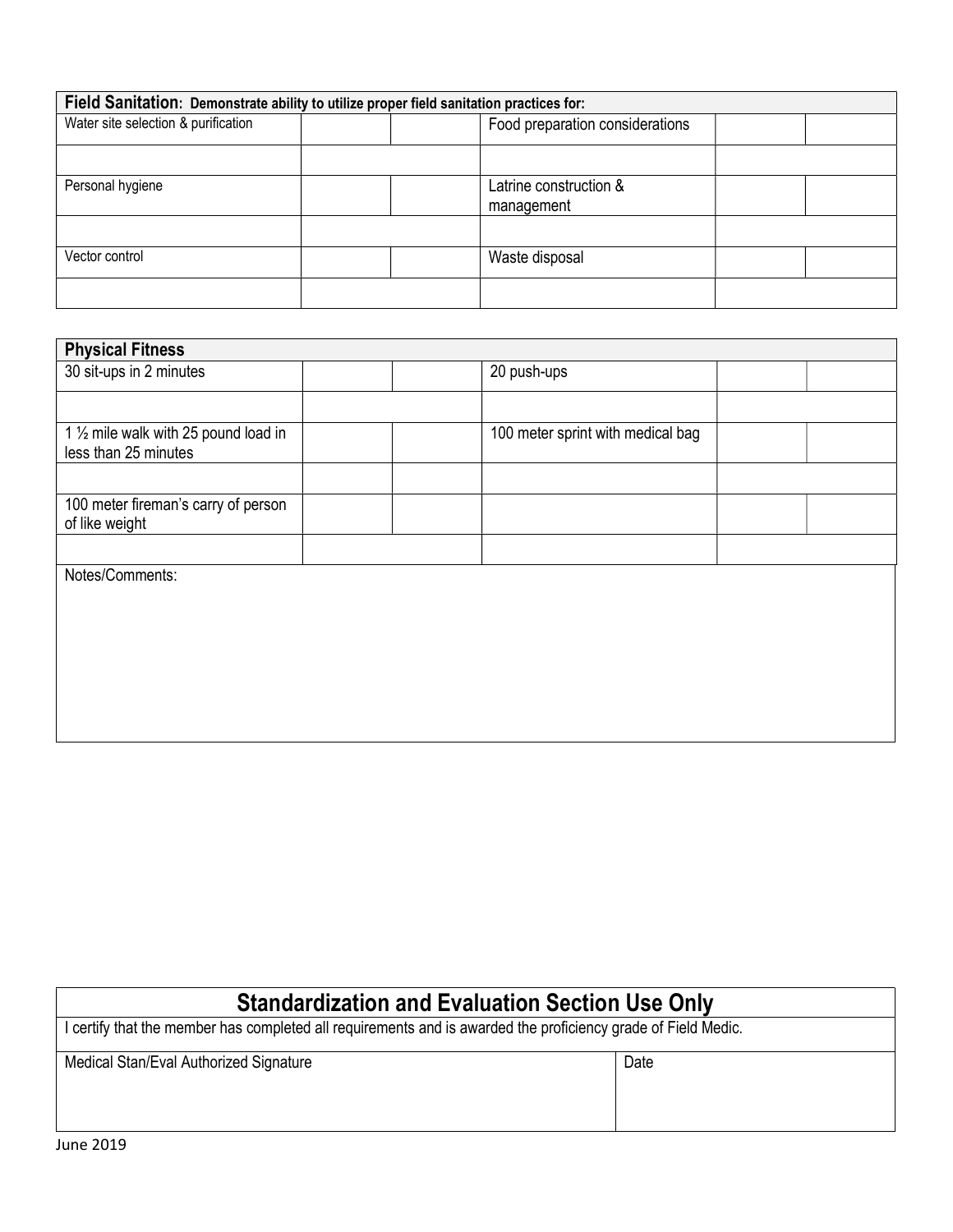| **Field Sanitation: Demonstrate ability to utilize proper field sanitation practices for:** | | | | | |
|---|---|---|---|---|---|
| Water site selection & purification | | | Food preparation considerations | | |
| | | | | | |
| Personal hygiene | | | Latrine construction & management | | |
| | | | | | |
| Vector control | | | Waste disposal | | |
| | | | | | |

| **Physical Fitness** | | | | | |
|---|---|---|---|---|---|
| 30 sit-ups in 2 minutes | | | 20 push-ups | | |
| | | | | | |
| 1 ½ mile walk with 25 pound load in less than 25 minutes | | | 100 meter sprint with medical bag | | |
| | | | | | |
| 100 meter fireman's carry of person of like weight | | | | | |
| | | | | | |

Notes/Comments:

## Standardization and Evaluation Section Use Only

I certify that the member has completed all requirements and is awarded the proficiency grade of Field Medic.

| Medical Stan/Eval Authorized Signature | Date |
|---|---|
| | |

June 2019